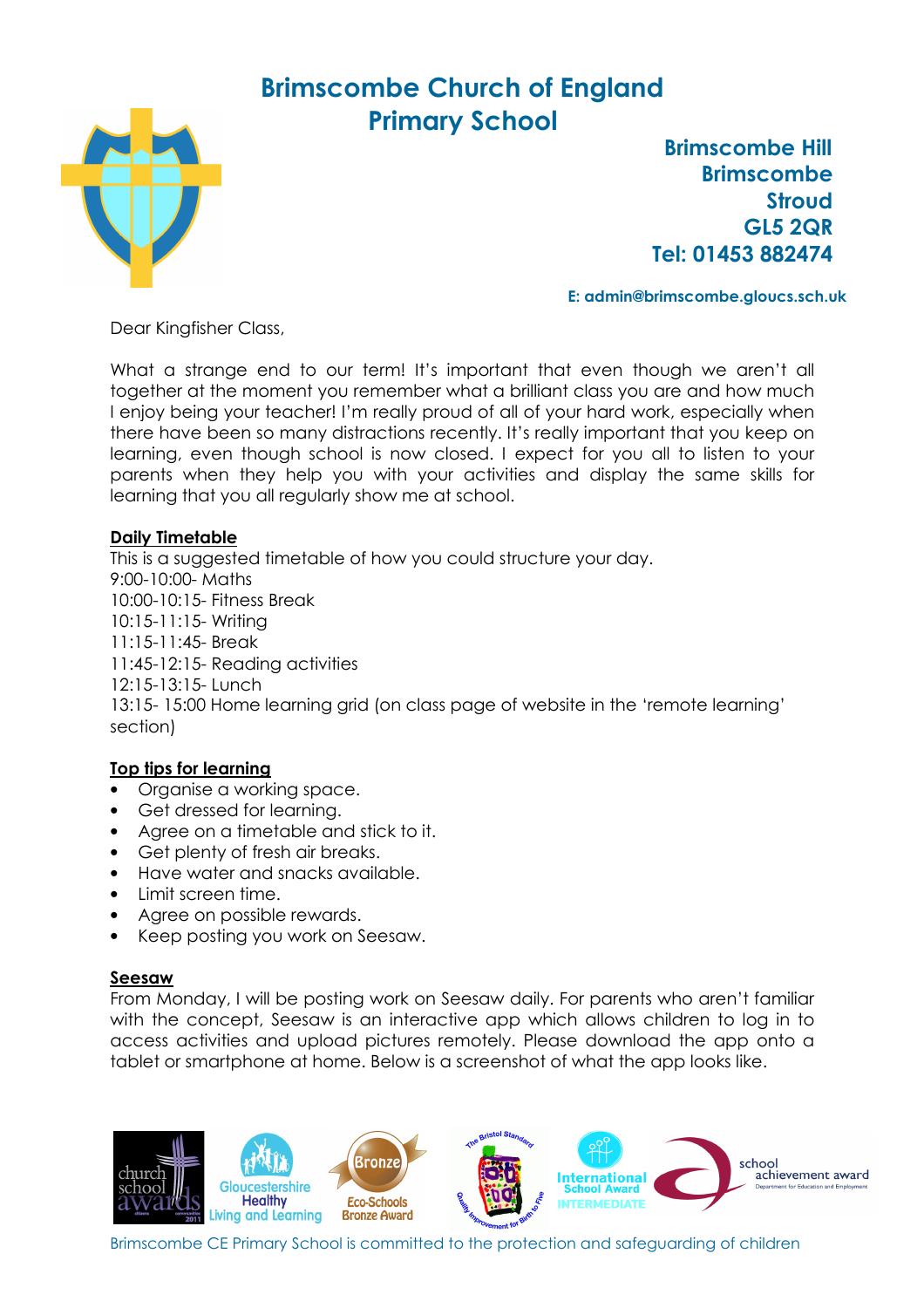# Brimscombe Church of England Primary School

**Brimscombe Hill**
**Brimscombe**
**Stroud**
**GL5 2QR**
**Tel: 01453 882474**

**E: admin@brimscombe.gloucs.sch.uk**

Dear Kingfisher Class,

What a strange end to our term! It's important that even though we aren't all together at the moment you remember what a brilliant class you are and how much I enjoy being your teacher! I'm really proud of all of your hard work, especially when there have been so many distractions recently. It's really important that you keep on learning, even though school is now closed. I expect for you all to listen to your parents when they help you with your activities and display the same skills for learning that you all regularly show me at school.

**Daily Timetable**

This is a suggested timetable of how you could structure your day.
9:00-10:00- Maths
10:00-10:15- Fitness Break
10:15-11:15- Writing
11:15-11:45- Break
11:45-12:15- Reading activities
12:15-13:15- Lunch
13:15- 15:00 Home learning grid (on class page of website in the 'remote learning' section)

**Top tips for learning**

- Organise a working space.
- Get dressed for learning.
- Agree on a timetable and stick to it.
- Get plenty of fresh air breaks.
- Have water and snacks available.
- Limit screen time.
- Agree on possible rewards.
- Keep posting you work on Seesaw.

**Seesaw**

From Monday, I will be posting work on Seesaw daily. For parents who aren't familiar with the concept, Seesaw is an interactive app which allows children to log in to access activities and upload pictures remotely. Please download the app onto a tablet or smartphone at home. Below is a screenshot of what the app looks like.

Brimscombe CE Primary School is committed to the protection and safeguarding of children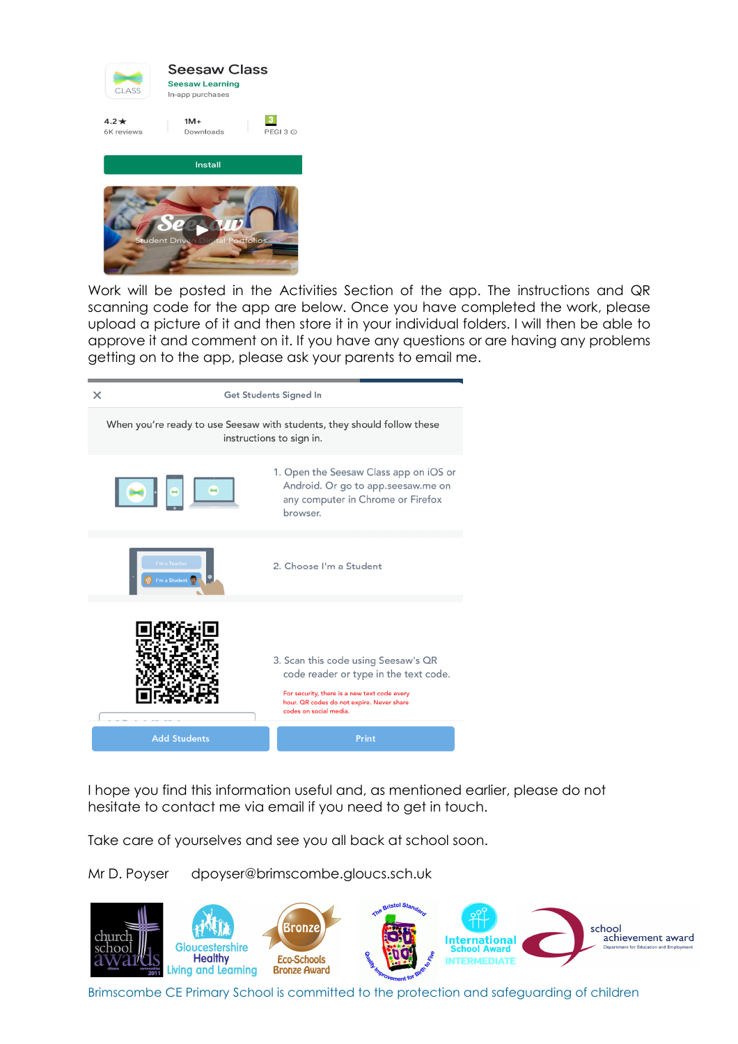Seesaw Class

Seesaw Learning

In-app purchases

4.2★ 6K reviews | 1M+ Downloads | PEGI 3

Install

Work will be posted in the Activities Section of the app. The instructions and QR scanning code for the app are below. Once you have completed the work, please upload a picture of it and then store it in your individual folders. I will then be able to approve it and comment on it. If you have any questions or are having any problems getting on to the app, please ask your parents to email me.

Get Students Signed In

When you're ready to use Seesaw with students, they should follow these instructions to sign in.

1. Open the Seesaw Class app on iOS or Android. Or go to app.seesaw.me on any computer in Chrome or Firefox browser.
2. Choose I'm a Student
3. Scan this code using Seesaw's QR code reader or type in the text code.

For security, there is a new text code every hour. QR codes do not expire. Never share codes on social media.

Add Students | Print

I hope you find this information useful and, as mentioned earlier, please do not hesitate to contact me via email if you need to get in touch.

Take care of yourselves and see you all back at school soon.

Mr D. Poyser dpoyser@brimscombe.gloucs.sch.uk

Brimscombe CE Primary School is committed to the protection and safeguarding of children